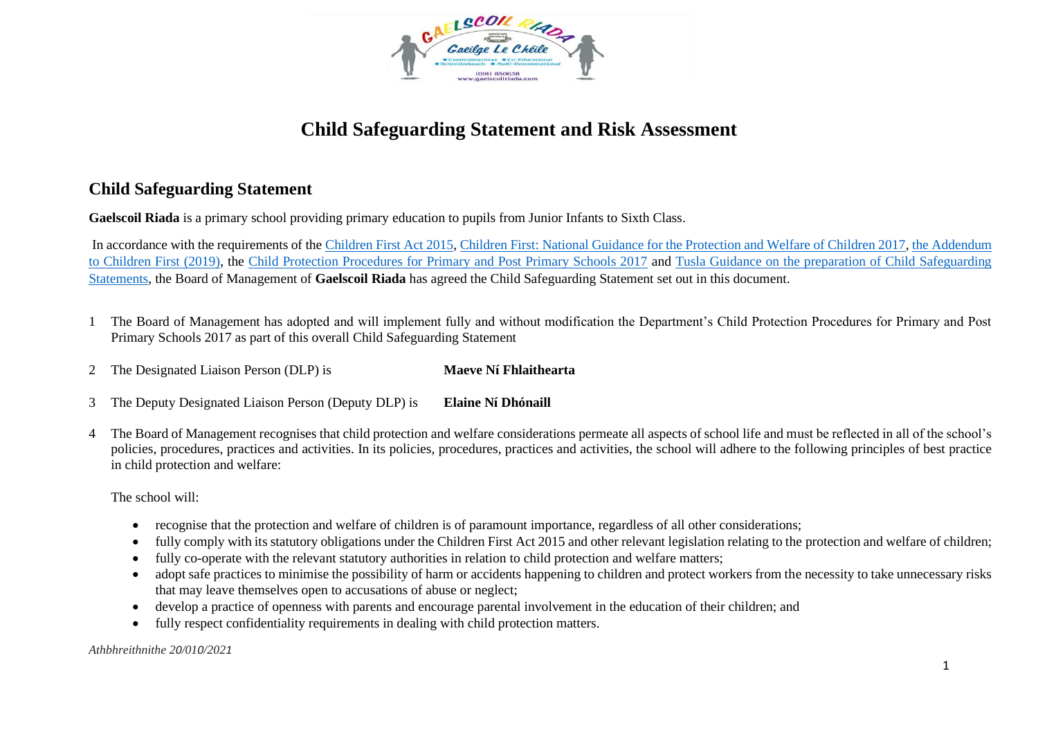# Child Safeguarding Statement and Risk Assessment

## Child Safeguarding Statement

**Gaelscoil Riada** is a primary school providing primary education to pupils from Junior Infants to Sixth Class.

In accordance with the requirements of the Children First Act 2015, Children First: National Guidance for the Protection and Welfare of Children 2017, the Addendum to Children First (2019), the Child Protection Procedures for Primary and Post Primary Schools 2017 and Tusla Guidance on the preparation of Child Safeguarding Statements, the Board of Management of **Gaelscoil Riada** has agreed the Child Safeguarding Statement set out in this document.

1. The Board of Management has adopted and will implement fully and without modification the Department's Child Protection Procedures for Primary and Post Primary Schools 2017 as part of this overall Child Safeguarding Statement

2. The Designated Liaison Person (DLP) is **Maeve Ní Fhlaithearta**

3. The Deputy Designated Liaison Person (Deputy DLP) is **Elaine Ní Dhónaill**

4. The Board of Management recognises that child protection and welfare considerations permeate all aspects of school life and must be reflected in all of the school's policies, procedures, practices and activities. In its policies, procedures, practices and activities, the school will adhere to the following principles of best practice in child protection and welfare:

   The school will:

   - recognise that the protection and welfare of children is of paramount importance, regardless of all other considerations;
   - fully comply with its statutory obligations under the Children First Act 2015 and other relevant legislation relating to the protection and welfare of children;
   - fully co-operate with the relevant statutory authorities in relation to child protection and welfare matters;
   - adopt safe practices to minimise the possibility of harm or accidents happening to children and protect workers from the necessity to take unnecessary risks that may leave themselves open to accusations of abuse or neglect;
   - develop a practice of openness with parents and encourage parental involvement in the education of their children; and
   - fully respect confidentiality requirements in dealing with child protection matters.

*Athbhreithnithe 20/010/2021*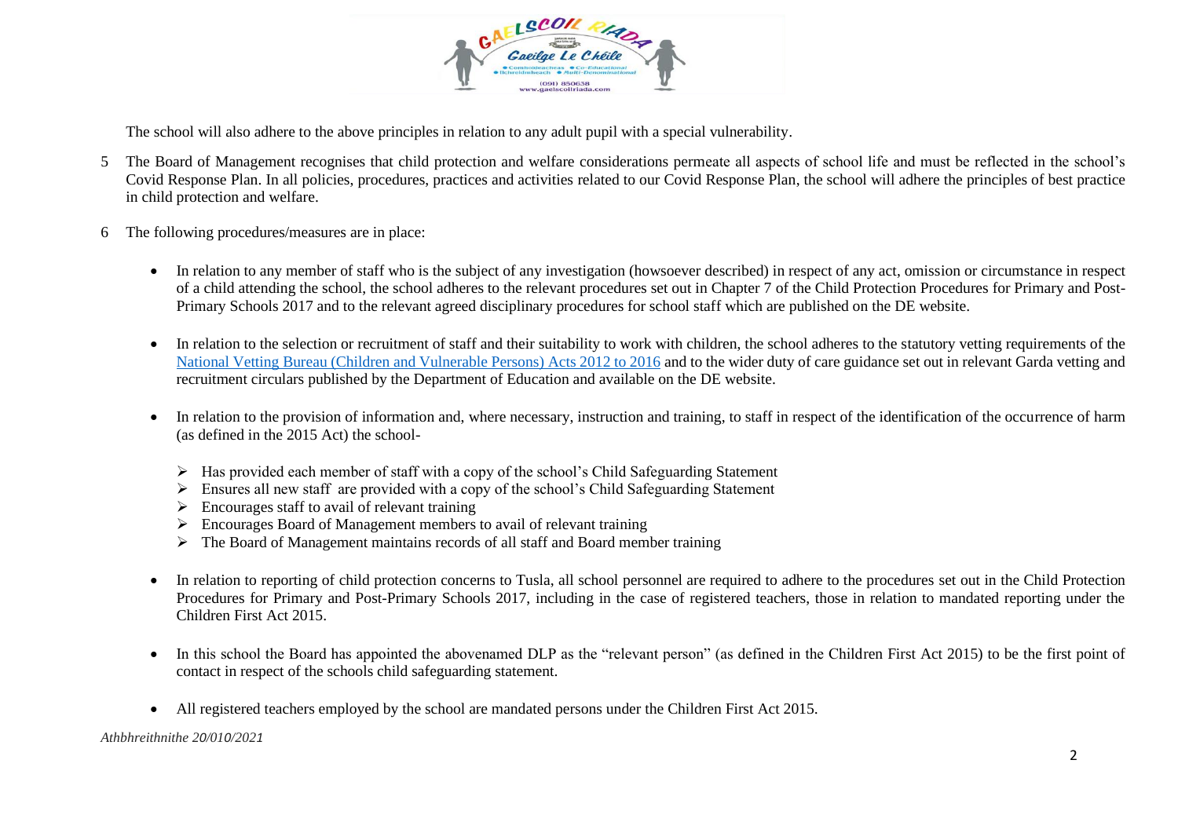The school will also adhere to the above principles in relation to any adult pupil with a special vulnerability.

5 The Board of Management recognises that child protection and welfare considerations permeate all aspects of school life and must be reflected in the school's Covid Response Plan. In all policies, procedures, practices and activities related to our Covid Response Plan, the school will adhere the principles of best practice in child protection and welfare.

6 The following procedures/measures are in place:

- In relation to any member of staff who is the subject of any investigation (howsoever described) in respect of any act, omission or circumstance in respect of a child attending the school, the school adheres to the relevant procedures set out in Chapter 7 of the Child Protection Procedures for Primary and Post-Primary Schools 2017 and to the relevant agreed disciplinary procedures for school staff which are published on the DE website.

- In relation to the selection or recruitment of staff and their suitability to work with children, the school adheres to the statutory vetting requirements of the National Vetting Bureau (Children and Vulnerable Persons) Acts 2012 to 2016 and to the wider duty of care guidance set out in relevant Garda vetting and recruitment circulars published by the Department of Education and available on the DE website.

- In relation to the provision of information and, where necessary, instruction and training, to staff in respect of the identification of the occurrence of harm (as defined in the 2015 Act) the school-
  - Has provided each member of staff with a copy of the school's Child Safeguarding Statement
  - Ensures all new staff are provided with a copy of the school's Child Safeguarding Statement
  - Encourages staff to avail of relevant training
  - Encourages Board of Management members to avail of relevant training
  - The Board of Management maintains records of all staff and Board member training

- In relation to reporting of child protection concerns to Tusla, all school personnel are required to adhere to the procedures set out in the Child Protection Procedures for Primary and Post-Primary Schools 2017, including in the case of registered teachers, those in relation to mandated reporting under the Children First Act 2015.

- In this school the Board has appointed the abovenamed DLP as the "relevant person" (as defined in the Children First Act 2015) to be the first point of contact in respect of the schools child safeguarding statement.

- All registered teachers employed by the school are mandated persons under the Children First Act 2015.

*Athbhreithnithe 20/010/2021*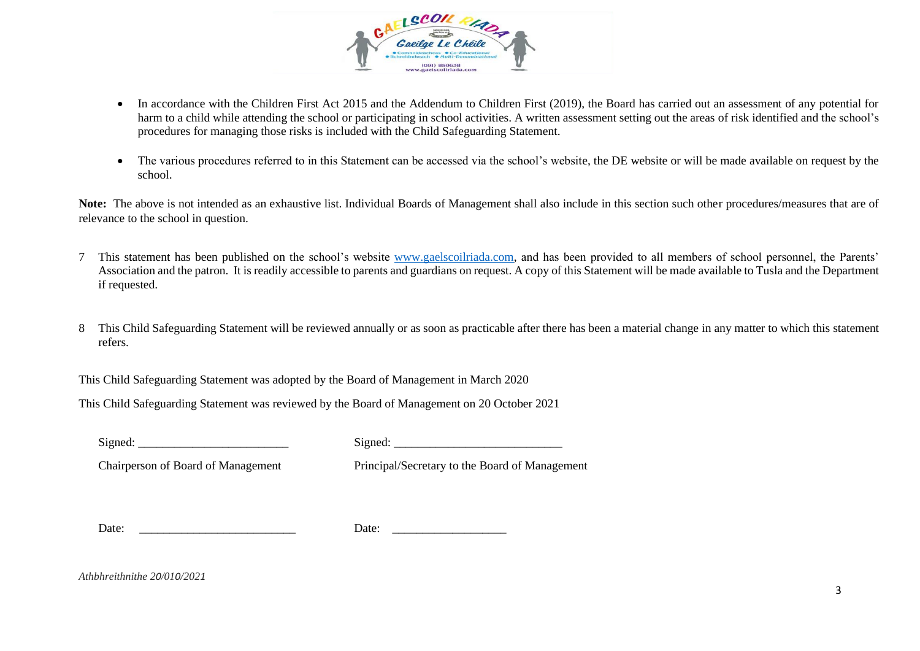- In accordance with the Children First Act 2015 and the Addendum to Children First (2019), the Board has carried out an assessment of any potential for harm to a child while attending the school or participating in school activities. A written assessment setting out the areas of risk identified and the school's procedures for managing those risks is included with the Child Safeguarding Statement.

- The various procedures referred to in this Statement can be accessed via the school's website, the DE website or will be made available on request by the school.

**Note:** The above is not intended as an exhaustive list. Individual Boards of Management shall also include in this section such other procedures/measures that are of relevance to the school in question.

7 This statement has been published on the school's website [www.gaelscoilriada.com](www.gaelscoilriada.com), and has been provided to all members of school personnel, the Parents' Association and the patron. It is readily accessible to parents and guardians on request. A copy of this Statement will be made available to Tusla and the Department if requested.

8 This Child Safeguarding Statement will be reviewed annually or as soon as practicable after there has been a material change in any matter to which this statement refers.

This Child Safeguarding Statement was adopted by the Board of Management in March 2020

This Child Safeguarding Statement was reviewed by the Board of Management on 20 October 2021

Signed: _________________________

Chairperson of Board of Management

Signed: ____________________________

Principal/Secretary to the Board of Management

Date: __________________________

Date: ___________________

*Athbhreithnithe 20/010/2021*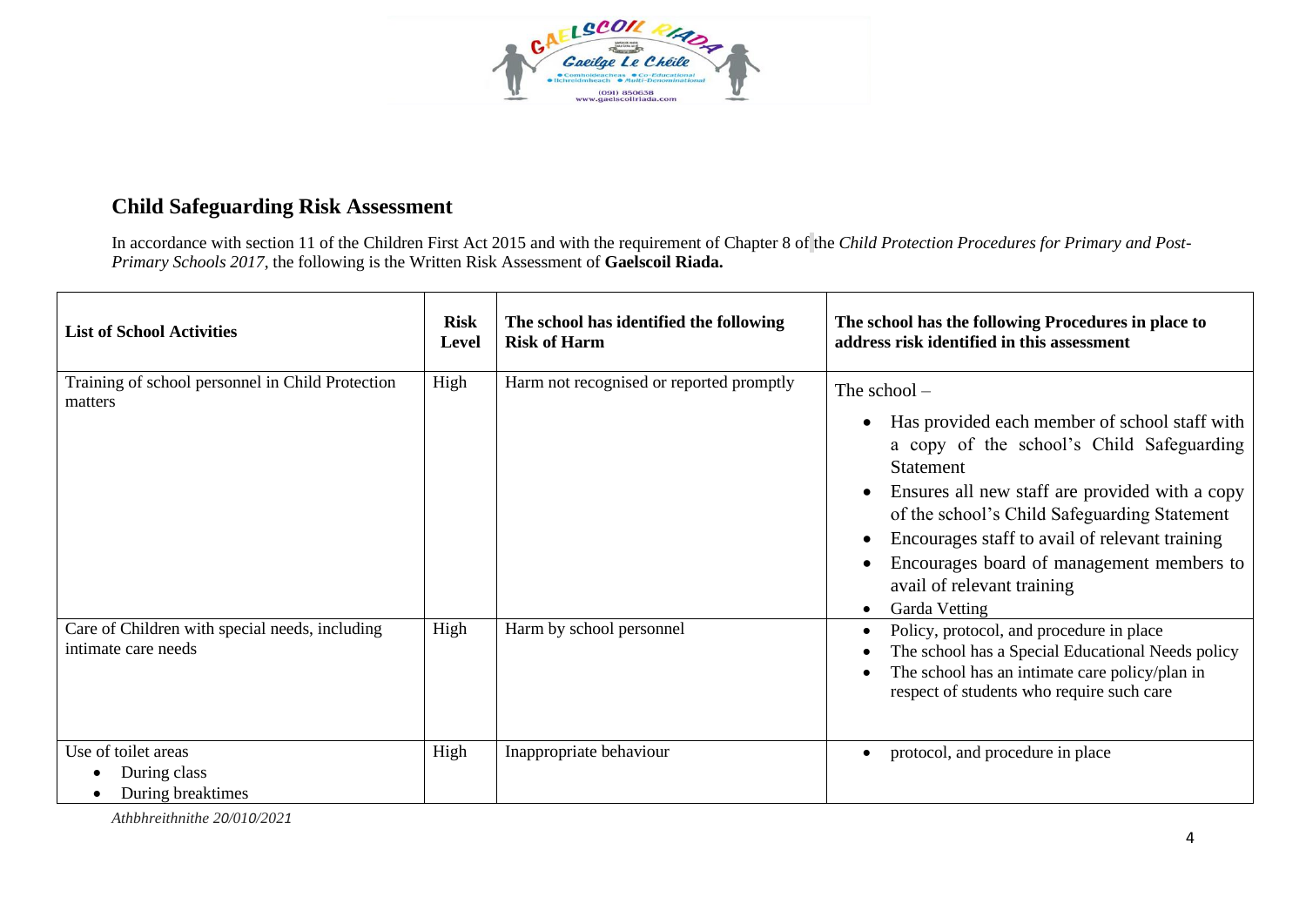## Child Safeguarding Risk Assessment

In accordance with section 11 of the Children First Act 2015 and with the requirement of Chapter 8 of the *Child Protection Procedures for Primary and Post-Primary Schools 2017*, the following is the Written Risk Assessment of **Gaelscoil Riada.**

| **List of School Activities** | **Risk Level** | **The school has identified the following Risk of Harm** | **The school has the following Procedures in place to address risk identified in this assessment** |
|---|---|---|---|
| Training of school personnel in Child Protection matters | High | Harm not recognised or reported promptly | The school – <br>• Has provided each member of school staff with a copy of the school's Child Safeguarding Statement<br>• Ensures all new staff are provided with a copy of the school's Child Safeguarding Statement<br>• Encourages staff to avail of relevant training<br>• Encourages board of management members to avail of relevant training<br>• Garda Vetting |
| Care of Children with special needs, including intimate care needs | High | Harm by school personnel | • Policy, protocol, and procedure in place<br>• The school has a Special Educational Needs policy<br>• The school has an intimate care policy/plan in respect of students who require such care |
| Use of toilet areas<br>• During class<br>• During breaktimes | High | Inappropriate behaviour | • protocol, and procedure in place |

*Athbhreithnithe 20/010/2021*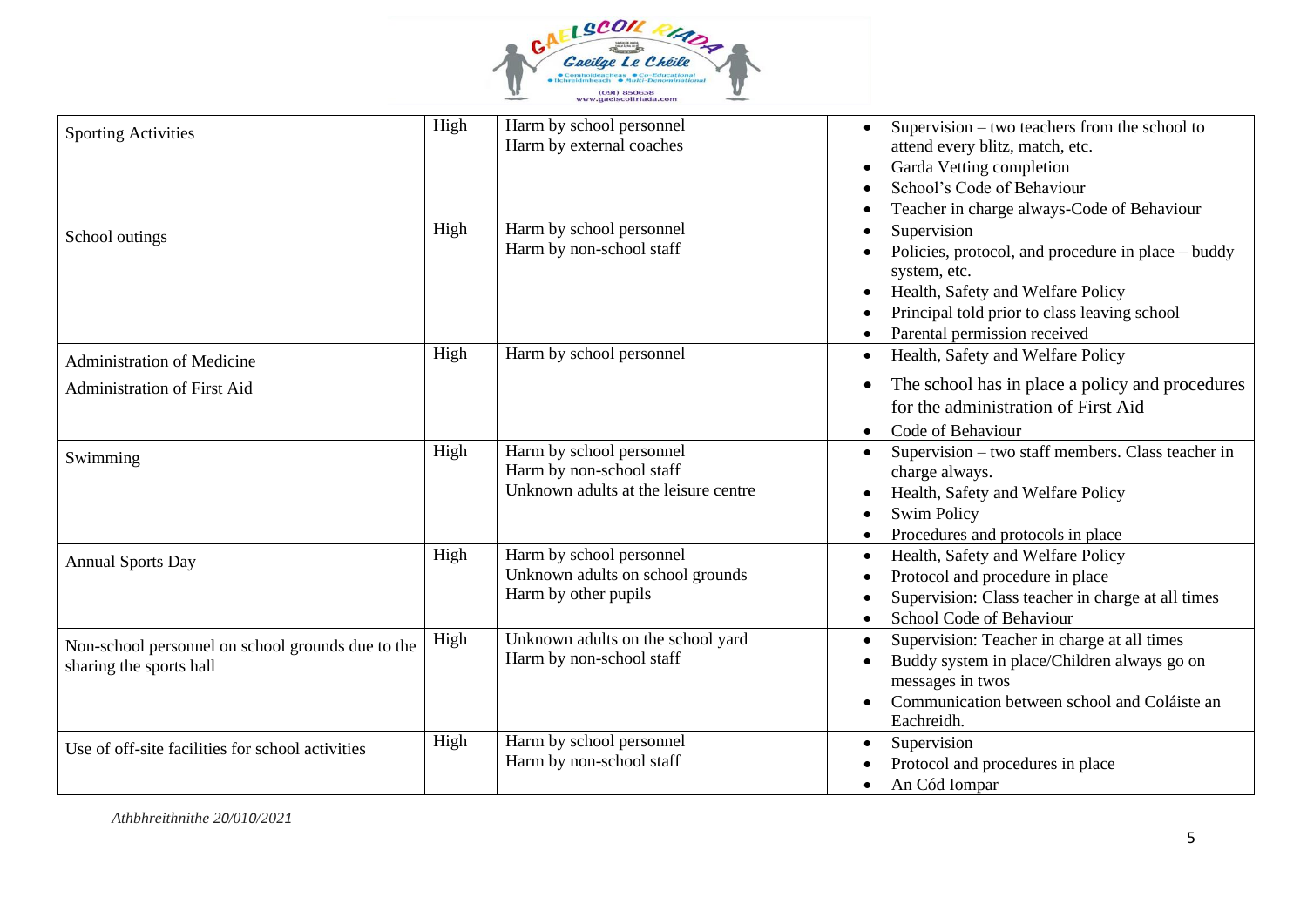| Sporting Activities | High | Harm by school personnel<br>Harm by external coaches | • Supervision – two teachers from the school to attend every blitz, match, etc.<br>• Garda Vetting completion<br>• School's Code of Behaviour<br>• Teacher in charge always-Code of Behaviour |
|---|---|---|---|
| School outings | High | Harm by school personnel<br>Harm by non-school staff | • Supervision<br>• Policies, protocol, and procedure in place – buddy system, etc.<br>• Health, Safety and Welfare Policy<br>• Principal told prior to class leaving school<br>• Parental permission received |
| Administration of Medicine<br><br>Administration of First Aid | High | Harm by school personnel | • Health, Safety and Welfare Policy<br>• The school has in place a policy and procedures for the administration of First Aid<br>• Code of Behaviour |
| Swimming | High | Harm by school personnel<br>Harm by non-school staff<br>Unknown adults at the leisure centre | • Supervision – two staff members. Class teacher in charge always.<br>• Health, Safety and Welfare Policy<br>• Swim Policy<br>• Procedures and protocols in place |
| Annual Sports Day | High | Harm by school personnel<br>Unknown adults on school grounds<br>Harm by other pupils | • Health, Safety and Welfare Policy<br>• Protocol and procedure in place<br>• Supervision: Class teacher in charge at all times<br>• School Code of Behaviour |
| Non-school personnel on school grounds due to the sharing the sports hall | High | Unknown adults on the school yard<br>Harm by non-school staff | • Supervision: Teacher in charge at all times<br>• Buddy system in place/Children always go on messages in twos<br>• Communication between school and Coláiste an Eachreidh. |
| Use of off-site facilities for school activities | High | Harm by school personnel<br>Harm by non-school staff | • Supervision<br>• Protocol and procedures in place<br>• An Cód Iompar |

*Athbhreithnithe 20/010/2021*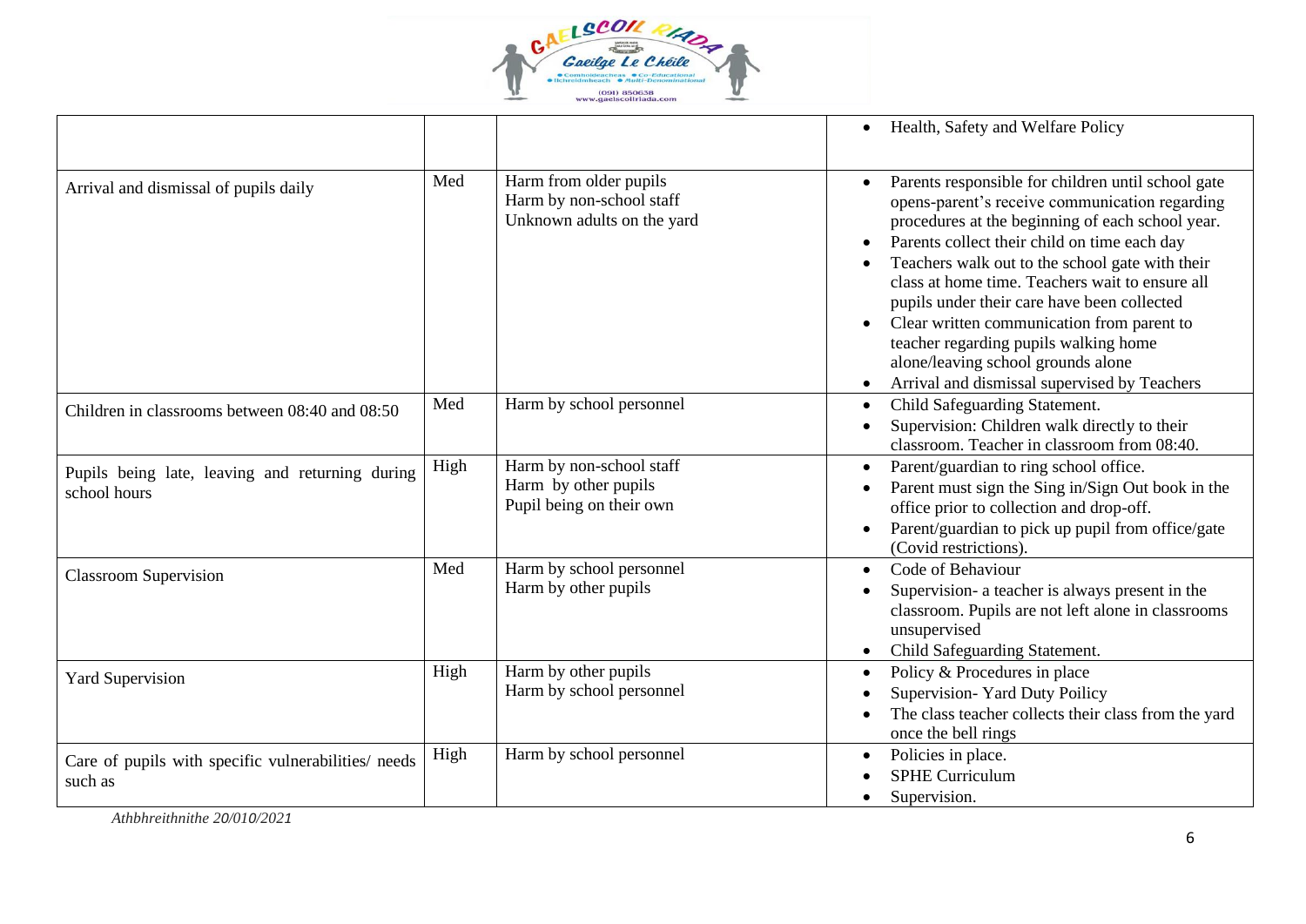| | | | |
|---|---|---|---|
| | | | • Health, Safety and Welfare Policy |
| Arrival and dismissal of pupils daily | Med | Harm from older pupils<br>Harm by non-school staff<br>Unknown adults on the yard | • Parents responsible for children until school gate opens-parent's receive communication regarding procedures at the beginning of each school year.<br>• Parents collect their child on time each day<br>• Teachers walk out to the school gate with their class at home time. Teachers wait to ensure all pupils under their care have been collected<br>• Clear written communication from parent to teacher regarding pupils walking home alone/leaving school grounds alone<br>• Arrival and dismissal supervised by Teachers |
| Children in classrooms between 08:40 and 08:50 | Med | Harm by school personnel | • Child Safeguarding Statement.<br>• Supervision: Children walk directly to their classroom. Teacher in classroom from 08:40. |
| Pupils being late, leaving and returning during school hours | High | Harm by non-school staff<br>Harm by other pupils<br>Pupil being on their own | • Parent/guardian to ring school office.<br>• Parent must sign the Sing in/Sign Out book in the office prior to collection and drop-off.<br>• Parent/guardian to pick up pupil from office/gate (Covid restrictions). |
| Classroom Supervision | Med | Harm by school personnel<br>Harm by other pupils | • Code of Behaviour<br>• Supervision- a teacher is always present in the classroom. Pupils are not left alone in classrooms unsupervised<br>• Child Safeguarding Statement. |
| Yard Supervision | High | Harm by other pupils<br>Harm by school personnel | • Policy & Procedures in place<br>• Supervision- Yard Duty Poilicy<br>• The class teacher collects their class from the yard once the bell rings |
| Care of pupils with specific vulnerabilities/ needs such as | High | Harm by school personnel | • Policies in place.<br>• SPHE Curriculum<br>• Supervision. |

*Athbhreithnithe 20/010/2021*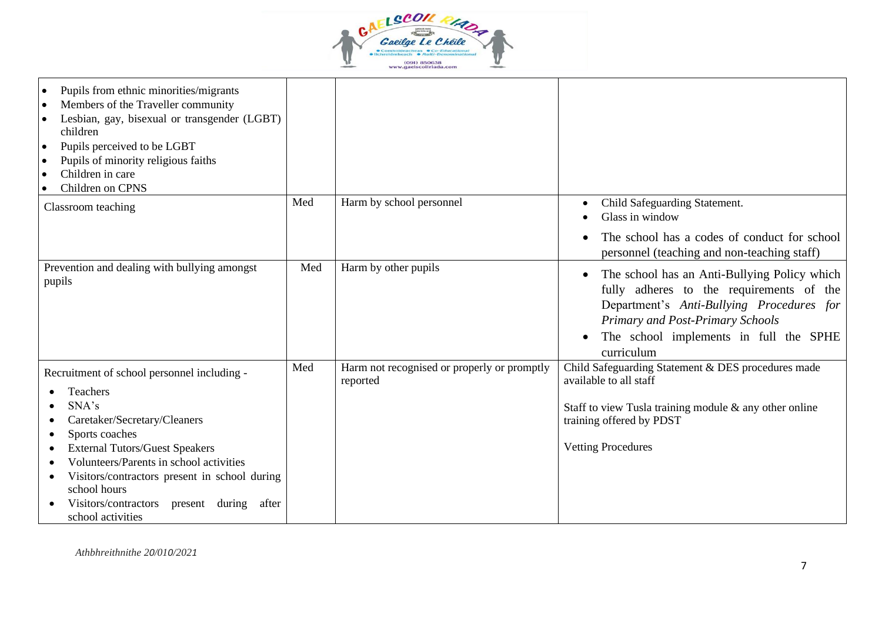| | | | |
|---|---|---|---|
| <ul><li>Pupils from ethnic minorities/migrants</li><li>Members of the Traveller community</li><li>Lesbian, gay, bisexual or transgender (LGBT) children</li><li>Pupils perceived to be LGBT</li><li>Pupils of minority religious faiths</li><li>Children in care</li><li>Children on CPNS</li></ul> | | | |
| Classroom teaching | Med | Harm by school personnel | <ul><li>Child Safeguarding Statement.</li><li>Glass in window</li><li>The school has a codes of conduct for school personnel (teaching and non-teaching staff)</li></ul> |
| Prevention and dealing with bullying amongst pupils | Med | Harm by other pupils | <ul><li>The school has an Anti-Bullying Policy which fully adheres to the requirements of the Department's *Anti-Bullying Procedures for Primary and Post-Primary Schools*</li><li>The school implements in full the SPHE curriculum</li></ul> |
| Recruitment of school personnel including - <ul><li>Teachers</li><li>SNA's</li><li>Caretaker/Secretary/Cleaners</li><li>Sports coaches</li><li>External Tutors/Guest Speakers</li><li>Volunteers/Parents in school activities</li><li>Visitors/contractors present in school during school hours</li><li>Visitors/contractors present during after school activities</li></ul> | Med | Harm not recognised or properly or promptly reported | Child Safeguarding Statement & DES procedures made available to all staff<br><br>Staff to view Tusla training module & any other online training offered by PDST<br><br>Vetting Procedures |

*Athbhreithnithe 20/010/2021*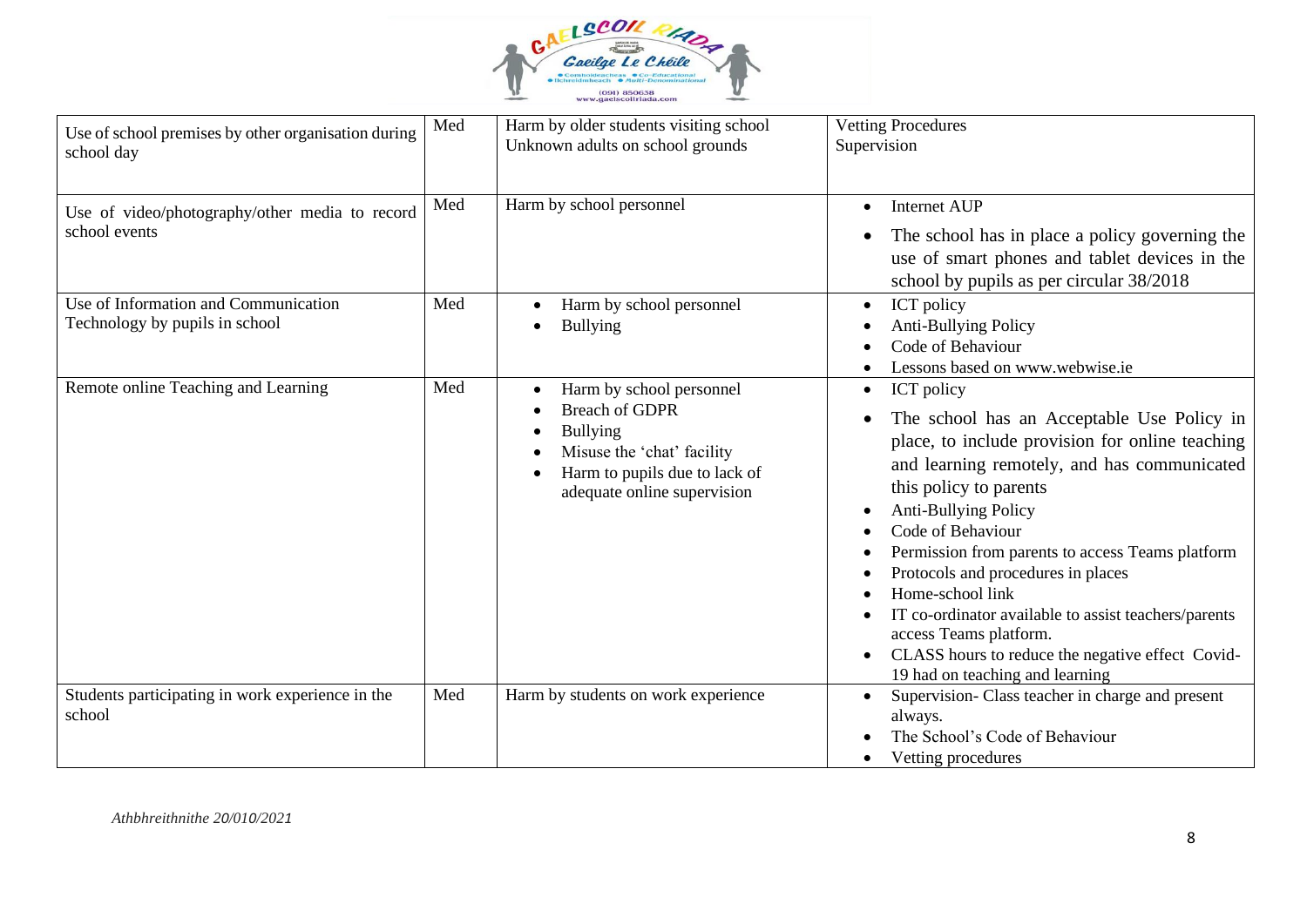| Use of school premises by other organisation during school day | Med | Harm by older students visiting school<br>Unknown adults on school grounds | Vetting Procedures<br>Supervision |
|---|---|---|---|
| Use of video/photography/other media to record school events | Med | Harm by school personnel | • Internet AUP<br>• The school has in place a policy governing the use of smart phones and tablet devices in the school by pupils as per circular 38/2018 |
| Use of Information and Communication Technology by pupils in school | Med | • Harm by school personnel<br>• Bullying | • ICT policy<br>• Anti-Bullying Policy<br>• Code of Behaviour<br>• Lessons based on www.webwise.ie |
| Remote online Teaching and Learning | Med | • Harm by school personnel<br>• Breach of GDPR<br>• Bullying<br>• Misuse the 'chat' facility<br>• Harm to pupils due to lack of adequate online supervision | • ICT policy<br>• The school has an Acceptable Use Policy in place, to include provision for online teaching and learning remotely, and has communicated this policy to parents<br>• Anti-Bullying Policy<br>• Code of Behaviour<br>• Permission from parents to access Teams platform<br>• Protocols and procedures in places<br>• Home-school link<br>• IT co-ordinator available to assist teachers/parents access Teams platform.<br>• CLASS hours to reduce the negative effect Covid-19 had on teaching and learning |
| Students participating in work experience in the school | Med | Harm by students on work experience | • Supervision- Class teacher in charge and present always.<br>• The School's Code of Behaviour<br>• Vetting procedures |

*Athbhreithnithe 20/010/2021*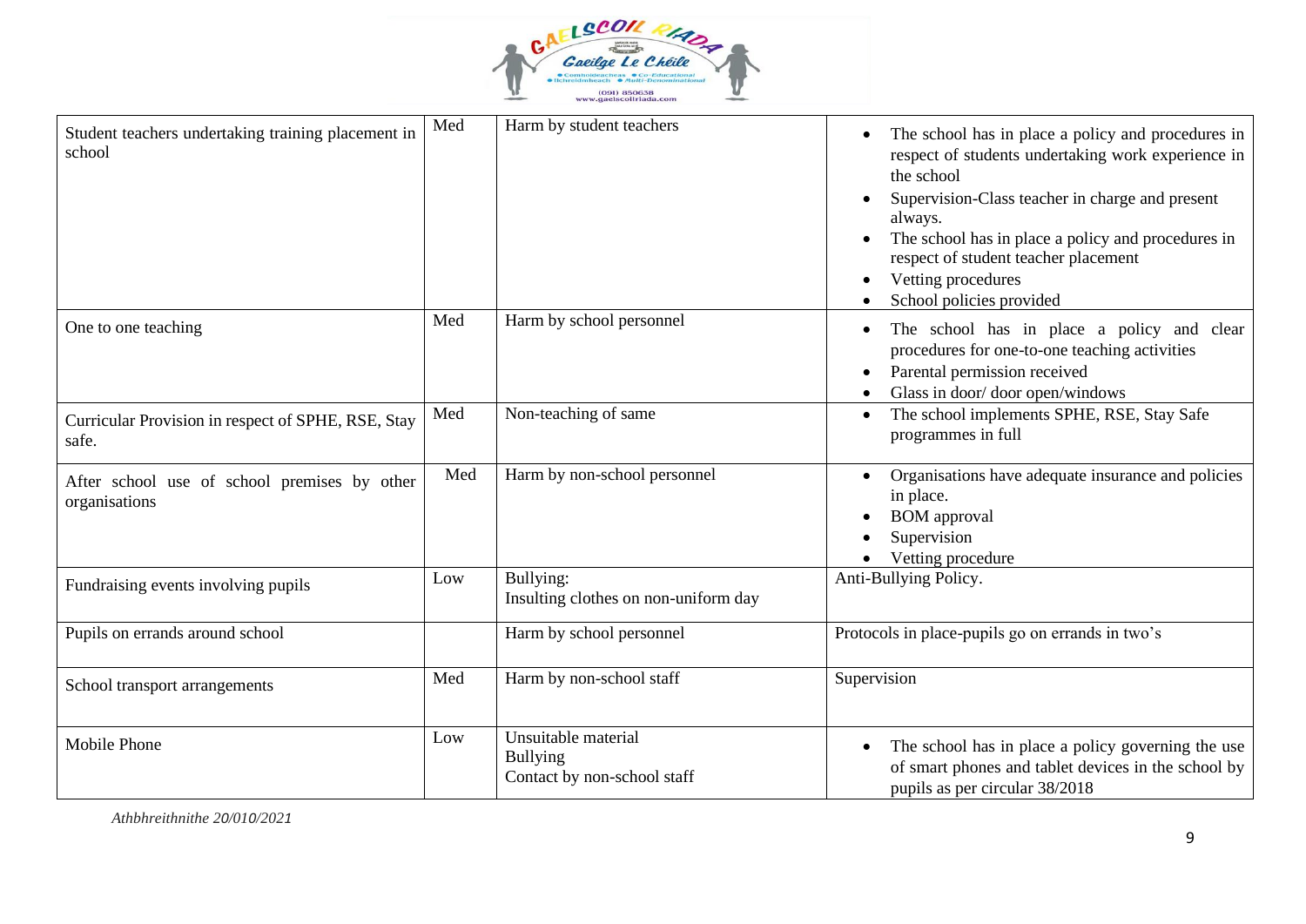| Student teachers undertaking training placement in school | Med | Harm by student teachers | • The school has in place a policy and procedures in respect of students undertaking work experience in the school<br>• Supervision-Class teacher in charge and present always.<br>• The school has in place a policy and procedures in respect of student teacher placement<br>• Vetting procedures<br>• School policies provided |
|---|---|---|---|
| One to one teaching | Med | Harm by school personnel | • The school has in place a policy and clear procedures for one-to-one teaching activities<br>• Parental permission received<br>• Glass in door/ door open/windows |
| Curricular Provision in respect of SPHE, RSE, Stay safe. | Med | Non-teaching of same | • The school implements SPHE, RSE, Stay Safe programmes in full |
| After school use of school premises by other organisations | Med | Harm by non-school personnel | • Organisations have adequate insurance and policies in place.<br>• BOM approval<br>• Supervision<br>• Vetting procedure |
| Fundraising events involving pupils | Low | Bullying:<br>Insulting clothes on non-uniform day | Anti-Bullying Policy. |
| Pupils on errands around school | | Harm by school personnel | Protocols in place-pupils go on errands in two's |
| School transport arrangements | Med | Harm by non-school staff | Supervision |
| Mobile Phone | Low | Unsuitable material<br>Bullying<br>Contact by non-school staff | • The school has in place a policy governing the use of smart phones and tablet devices in the school by pupils as per circular 38/2018 |

*Athbhreithnithe 20/010/2021*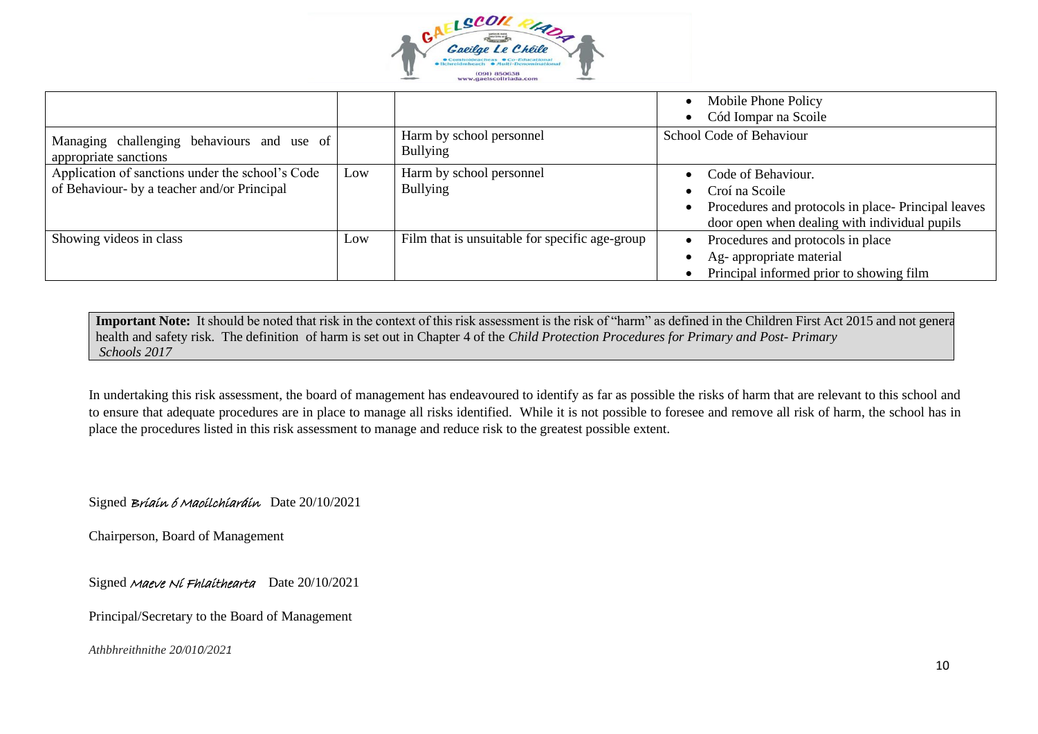| | | | |
|---|---|---|---|
| | | | • Mobile Phone Policy<br>• Cód Iompar na Scoile |
| Managing challenging behaviours and use of appropriate sanctions | | Harm by school personnel<br>Bullying | School Code of Behaviour |
| Application of sanctions under the school's Code of Behaviour- by a teacher and/or Principal | Low | Harm by school personnel<br>Bullying | • Code of Behaviour.<br>• Croí na Scoile<br>• Procedures and protocols in place- Principal leaves door open when dealing with individual pupils |
| Showing videos in class | Low | Film that is unsuitable for specific age-group | • Procedures and protocols in place<br>• Ag- appropriate material<br>• Principal informed prior to showing film |

**Important Note:** It should be noted that risk in the context of this risk assessment is the risk of "harm" as defined in the Children First Act 2015 and not genera health and safety risk. The definition of harm is set out in Chapter 4 of the *Child Protection Procedures for Primary and Post- Primary Schools 2017*

In undertaking this risk assessment, the board of management has endeavoured to identify as far as possible the risks of harm that are relevant to this school and to ensure that adequate procedures are in place to manage all risks identified. While it is not possible to foresee and remove all risk of harm, the school has in place the procedures listed in this risk assessment to manage and reduce risk to the greatest possible extent.

Signed *Bríain ó Maoílchíaráin* Date 20/10/2021

Chairperson, Board of Management

Signed *Maeve Ní Fhlaíthearta* Date 20/10/2021

Principal/Secretary to the Board of Management

*Athbhreithnithe 20/010/2021*